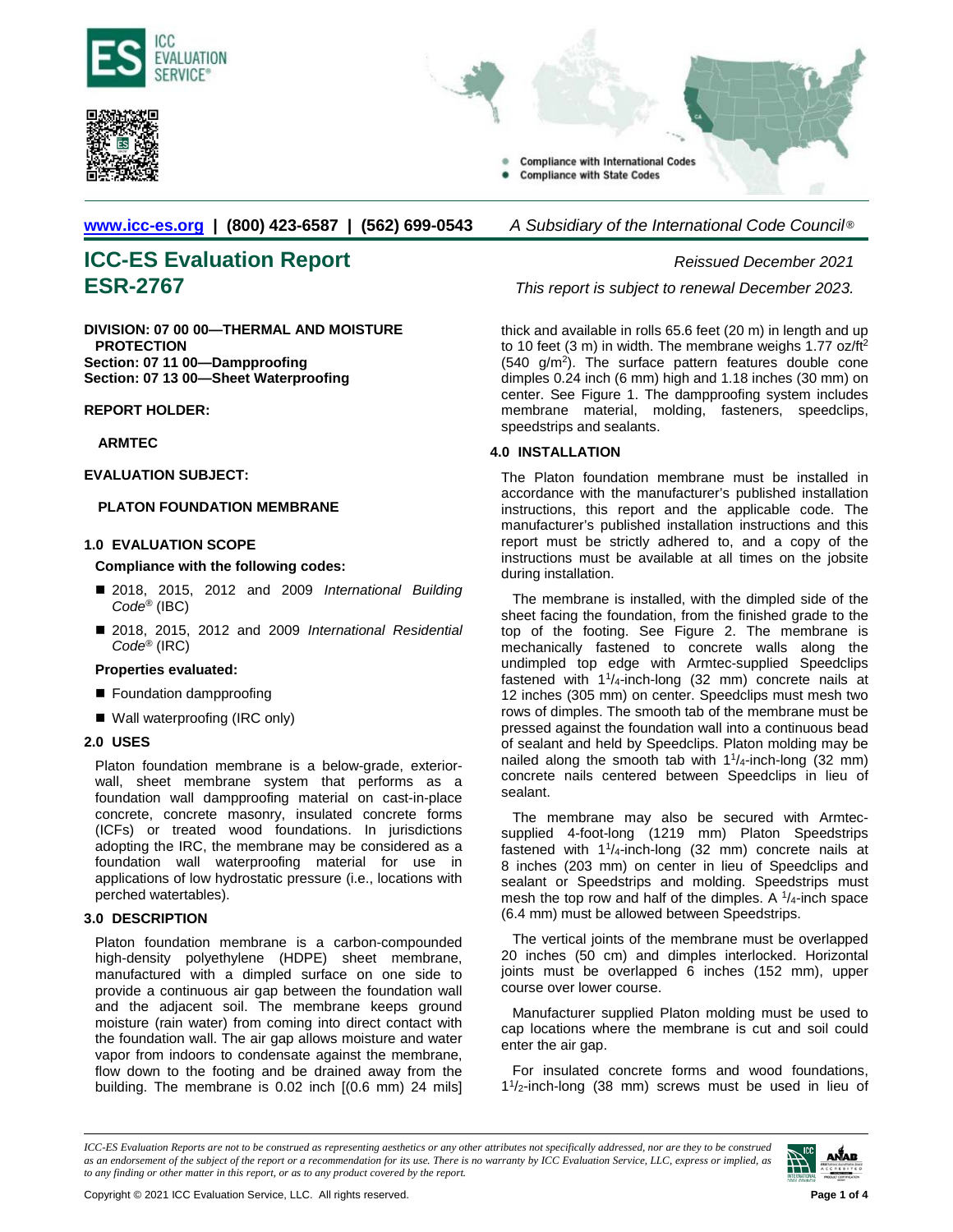www.icc-es.org | (800) 423-6587 | (562) 699-0543 *A Subsidiary of the International Code Council®*

# ICC-ES Evaluation Report ESR-2767

*Reissued December 2021*

*This report is subject to renewal December 2023.*

**DIVISION: 07 00 00—THERMAL AND MOISTURE PROTECTION**
**Section: 07 11 00—Dampproofing**
**Section: 07 13 00—Sheet Waterproofing**

**REPORT HOLDER:**

**ARMTEC**

**EVALUATION SUBJECT:**

**PLATON FOUNDATION MEMBRANE**

## 1.0 EVALUATION SCOPE

**Compliance with the following codes:**

- 2018, 2015, 2012 and 2009 *International Building Code®* (IBC)
- 2018, 2015, 2012 and 2009 *International Residential Code®* (IRC)

**Properties evaluated:**

- Foundation dampproofing
- Wall waterproofing (IRC only)

## 2.0 USES

Platon foundation membrane is a below-grade, exterior-wall, sheet membrane system that performs as a foundation wall dampproofing material on cast-in-place concrete, concrete masonry, insulated concrete forms (ICFs) or treated wood foundations. In jurisdictions adopting the IRC, the membrane may be considered as a foundation wall waterproofing material for use in applications of low hydrostatic pressure (i.e., locations with perched watertables).

## 3.0 DESCRIPTION

Platon foundation membrane is a carbon-compounded high-density polyethylene (HDPE) sheet membrane, manufactured with a dimpled surface on one side to provide a continuous air gap between the foundation wall and the adjacent soil. The membrane keeps ground moisture (rain water) from coming into direct contact with the foundation wall. The air gap allows moisture and water vapor from indoors to condensate against the membrane, flow down to the footing and be drained away from the building. The membrane is 0.02 inch [(0.6 mm) 24 mils] thick and available in rolls 65.6 feet (20 m) in length and up to 10 feet (3 m) in width. The membrane weighs 1.77 oz/ft$^2$ (540 g/m$^2$). The surface pattern features double cone dimples 0.24 inch (6 mm) high and 1.18 inches (30 mm) on center. See Figure 1. The dampproofing system includes membrane material, molding, fasteners, speedclips, speedstrips and sealants.

## 4.0 INSTALLATION

The Platon foundation membrane must be installed in accordance with the manufacturer's published installation instructions, this report and the applicable code. The manufacturer's published installation instructions and this report must be strictly adhered to, and a copy of the instructions must be available at all times on the jobsite during installation.

The membrane is installed, with the dimpled side of the sheet facing the foundation, from the finished grade to the top of the footing. See Figure 2. The membrane is mechanically fastened to concrete walls along the undimpled top edge with Armtec-supplied Speedclips fastened with 1$^1/_4$-inch-long (32 mm) concrete nails at 12 inches (305 mm) on center. Speedclips must mesh two rows of dimples. The smooth tab of the membrane must be pressed against the foundation wall into a continuous bead of sealant and held by Speedclips. Platon molding may be nailed along the smooth tab with 1$^1/_4$-inch-long (32 mm) concrete nails centered between Speedclips in lieu of sealant.

The membrane may also be secured with Armtec-supplied 4-foot-long (1219 mm) Platon Speedstrips fastened with 1$^1/_4$-inch-long (32 mm) concrete nails at 8 inches (203 mm) on center in lieu of Speedclips and sealant or Speedstrips and molding. Speedstrips must mesh the top row and half of the dimples. A $^1/_4$-inch space (6.4 mm) must be allowed between Speedstrips.

The vertical joints of the membrane must be overlapped 20 inches (50 cm) and dimples interlocked. Horizontal joints must be overlapped 6 inches (152 mm), upper course over lower course.

Manufacturer supplied Platon molding must be used to cap locations where the membrane is cut and soil could enter the air gap.

For insulated concrete forms and wood foundations, 1$^1/_2$-inch-long (38 mm) screws must be used in lieu of

*ICC-ES Evaluation Reports are not to be construed as representing aesthetics or any other attributes not specifically addressed, nor are they to be construed as an endorsement of the subject of the report or a recommendation for its use. There is no warranty by ICC Evaluation Service, LLC, express or implied, as to any finding or other matter in this report, or as to any product covered by the report.*

Copyright © 2021 ICC Evaluation Service, LLC. All rights reserved.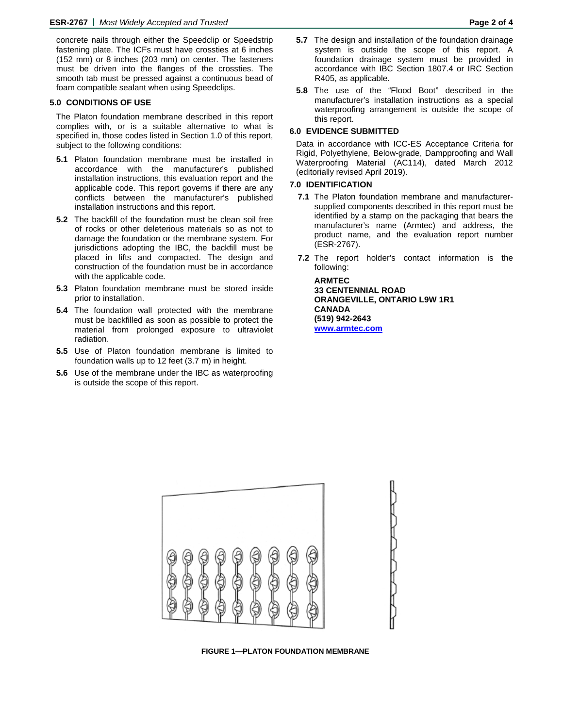concrete nails through either the Speedclip or Speedstrip fastening plate. The ICFs must have crossties at 6 inches (152 mm) or 8 inches (203 mm) on center. The fasteners must be driven into the flanges of the crossties. The smooth tab must be pressed against a continuous bead of foam compatible sealant when using Speedclips.

## 5.0 CONDITIONS OF USE

The Platon foundation membrane described in this report complies with, or is a suitable alternative to what is specified in, those codes listed in Section 1.0 of this report, subject to the following conditions:

**5.1** Platon foundation membrane must be installed in accordance with the manufacturer's published installation instructions, this evaluation report and the applicable code. This report governs if there are any conflicts between the manufacturer's published installation instructions and this report.

**5.2** The backfill of the foundation must be clean soil free of rocks or other deleterious materials so as not to damage the foundation or the membrane system. For jurisdictions adopting the IBC, the backfill must be placed in lifts and compacted. The design and construction of the foundation must be in accordance with the applicable code.

**5.3** Platon foundation membrane must be stored inside prior to installation.

**5.4** The foundation wall protected with the membrane must be backfilled as soon as possible to protect the material from prolonged exposure to ultraviolet radiation.

**5.5** Use of Platon foundation membrane is limited to foundation walls up to 12 feet (3.7 m) in height.

**5.6** Use of the membrane under the IBC as waterproofing is outside the scope of this report.

**5.7** The design and installation of the foundation drainage system is outside the scope of this report. A foundation drainage system must be provided in accordance with IBC Section 1807.4 or IRC Section R405, as applicable.

**5.8** The use of the "Flood Boot" described in the manufacturer's installation instructions as a special waterproofing arrangement is outside the scope of this report.

## 6.0 EVIDENCE SUBMITTED

Data in accordance with ICC-ES Acceptance Criteria for Rigid, Polyethylene, Below-grade, Dampproofing and Wall Waterproofing Material (AC114), dated March 2012 (editorially revised April 2019).

## 7.0 IDENTIFICATION

**7.1** The Platon foundation membrane and manufacturer-supplied components described in this report must be identified by a stamp on the packaging that bears the manufacturer's name (Armtec) and address, the product name, and the evaluation report number (ESR-2767).

**7.2** The report holder's contact information is the following:

**ARMTEC**
**33 CENTENNIAL ROAD**
**ORANGEVILLE, ONTARIO L9W 1R1**
**CANADA**
**(519) 942-2643**
**www.armtec.com**

**FIGURE 1—PLATON FOUNDATION MEMBRANE**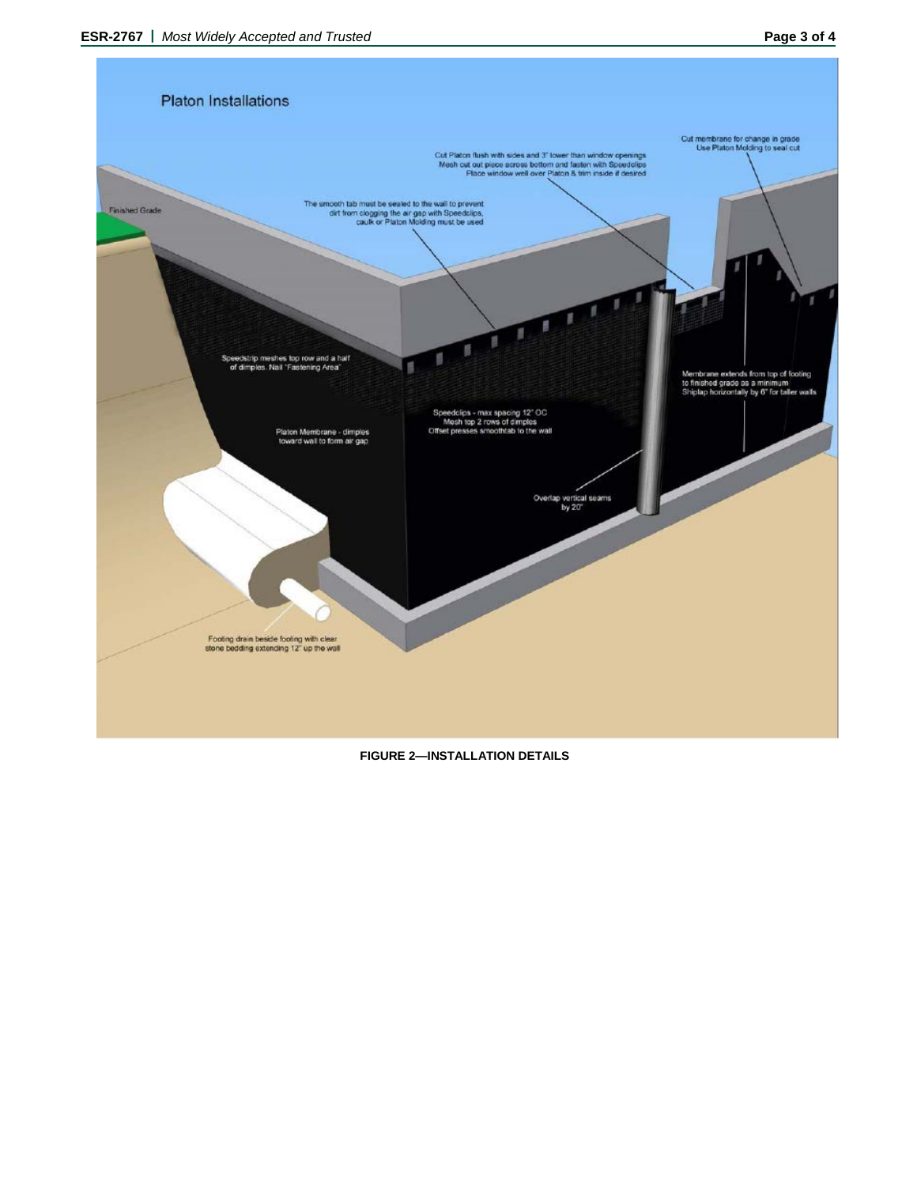Platon Installations

Finished Grade

The smooth tab must be sealed to the wall to prevent dirt from clogging the air gap with Speedclips, caulk or Platon Molding must be used

Cut Platon flush with sides and 3" lower than window openings
Mesh cut out piece across bottom and fasten with Speedclips
Place window well over Platon & trim inside if desired

Cut membrane for change in grade
Use Platon Molding to seal cut

Speedstrip meshes top row and a half of dimples. Nail "Fastening Area"

Platon Membrane - dimples toward wall to form air gap

Speedclips - max spacing 12" OC
Mesh top 2 rows of dimples
Offset presses smoothtab to the wall

Membrane extends from top of footing to finished grade as a minimum
Shiplap horizontally by 6" for taller walls

Overlap vertical seams by 20"

Footing drain beside footing with clear stone bedding extending 12" up the wall

**FIGURE 2—INSTALLATION DETAILS**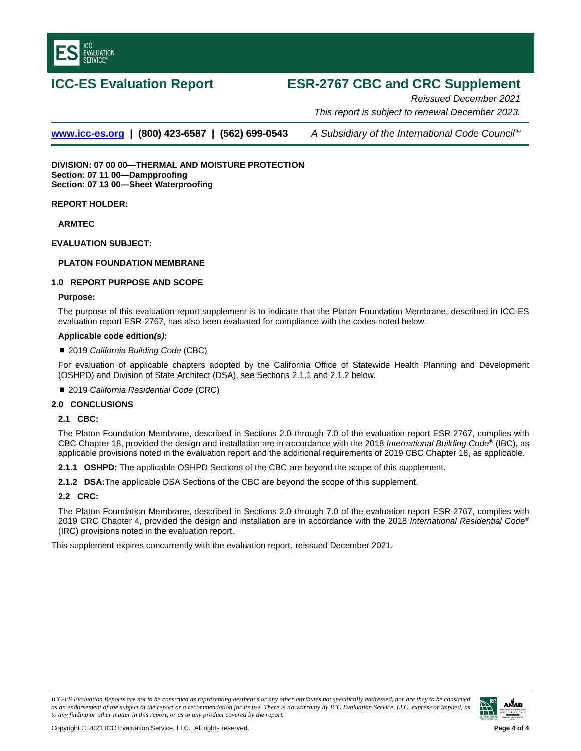# ICC-ES Evaluation Report

# ESR-2767 CBC and CRC Supplement

*Reissued December 2021*

*This report is subject to renewal December 2023.*

**www.icc-es.org | (800) 423-6587 | (562) 699-0543** *A Subsidiary of the International Code Council®*

**DIVISION: 07 00 00—THERMAL AND MOISTURE PROTECTION**
**Section: 07 11 00—Dampproofing**
**Section: 07 13 00—Sheet Waterproofing**

**REPORT HOLDER:**

**ARMTEC**

**EVALUATION SUBJECT:**

**PLATON FOUNDATION MEMBRANE**

## 1.0 REPORT PURPOSE AND SCOPE

**Purpose:**

The purpose of this evaluation report supplement is to indicate that the Platon Foundation Membrane, described in ICC-ES evaluation report ESR-2767, has also been evaluated for compliance with the codes noted below.

**Applicable code edition*(s)*:**

- 2019 *California Building Code* (CBC)

For evaluation of applicable chapters adopted by the California Office of Statewide Health Planning and Development (OSHPD) and Division of State Architect (DSA), see Sections 2.1.1 and 2.1.2 below.

- 2019 *California Residential Code* (CRC)

## 2.0 CONCLUSIONS

### 2.1 CBC:

The Platon Foundation Membrane, described in Sections 2.0 through 7.0 of the evaluation report ESR-2767, complies with CBC Chapter 18, provided the design and installation are in accordance with the 2018 *International Building Code®* (IBC), as applicable provisions noted in the evaluation report and the additional requirements of 2019 CBC Chapter 18, as applicable.

**2.1.1 OSHPD:** The applicable OSHPD Sections of the CBC are beyond the scope of this supplement.

**2.1.2 DSA:** The applicable DSA Sections of the CBC are beyond the scope of this supplement.

### 2.2 CRC:

The Platon Foundation Membrane, described in Sections 2.0 through 7.0 of the evaluation report ESR-2767, complies with 2019 CRC Chapter 4, provided the design and installation are in accordance with the 2018 *International Residential Code®* (IRC) provisions noted in the evaluation report.

This supplement expires concurrently with the evaluation report, reissued December 2021.

*ICC-ES Evaluation Reports are not to be construed as representing aesthetics or any other attributes not specifically addressed, nor are they to be construed as an endorsement of the subject of the report or a recommendation for its use. There is no warranty by ICC Evaluation Service, LLC, express or implied, as to any finding or other matter in this report, or as to any product covered by the report.*

Copyright © 2021 ICC Evaluation Service, LLC. All rights reserved.